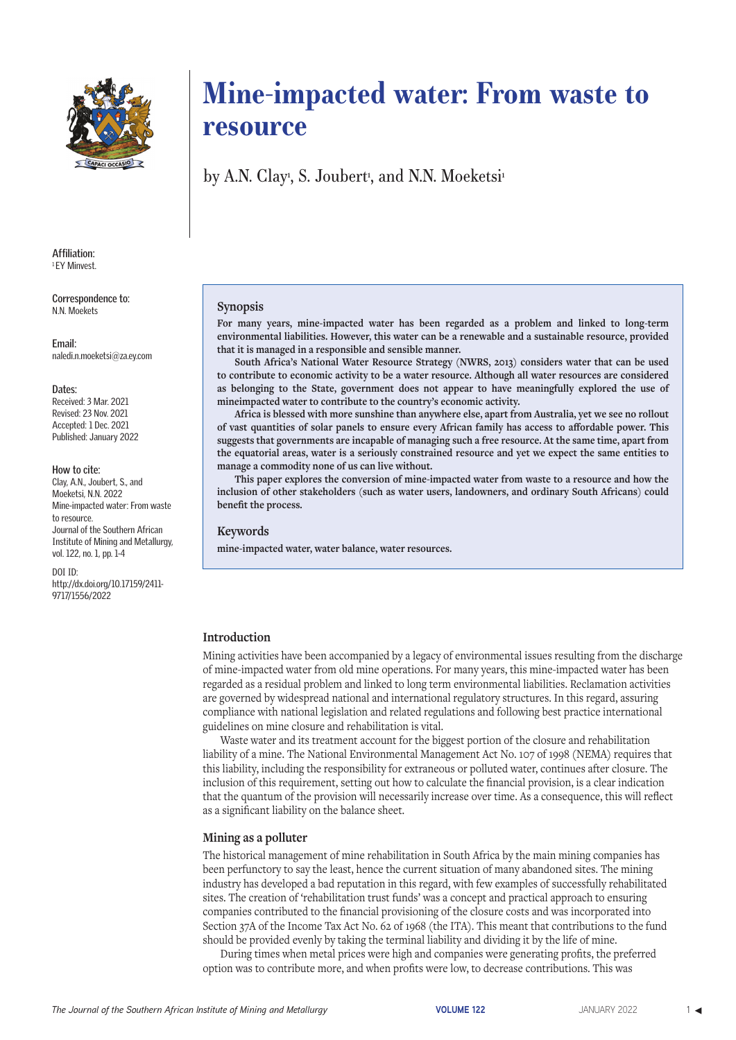# Mine-impacted water: From waste to resource

by A.N. Clay[1], S. Joubert[1], and N.N. Moeketsi[1]

**Affiliation:**
[1] EY Minvest.

**Correspondence to:**
N.N. Moekets

**Email:**
naledi.n.moeketsi@za.ey.com

**Dates:**
Received: 3 Mar. 2021
Revised: 23 Nov. 2021
Accepted: 1 Dec. 2021
Published: January 2022

**How to cite:**
Clay, A.N., Joubert, S., and Moeketsi, N.N. 2022 Mine-impacted water: From waste to resource.
Journal of the Southern African Institute of Mining and Metallurgy, vol. 122, no. 1, pp. 1-4

DOI ID:
http://dx.doi.org/10.17159/2411-9717/1556/2022

## Synopsis

**For many years, mine-impacted water has been regarded as a problem and linked to long-term environmental liabilities. However, this water can be a renewable and a sustainable resource, provided that it is managed in a responsible and sensible manner.**

**South Africa's National Water Resource Strategy (NWRS, 2013) considers water that can be used to contribute to economic activity to be a water resource. Although all water resources are considered as belonging to the State, government does not appear to have meaningfully explored the use of mineimpacted water to contribute to the country's economic activity.**

**Africa is blessed with more sunshine than anywhere else, apart from Australia, yet we see no rollout of vast quantities of solar panels to ensure every African family has access to affordable power. This suggests that governments are incapable of managing such a free resource. At the same time, apart from the equatorial areas, water is a seriously constrained resource and yet we expect the same entities to manage a commodity none of us can live without.**

**This paper explores the conversion of mine-impacted water from waste to a resource and how the inclusion of other stakeholders (such as water users, landowners, and ordinary South Africans) could benefit the process.**

## Keywords

**mine-impacted water, water balance, water resources.**

## Introduction

Mining activities have been accompanied by a legacy of environmental issues resulting from the discharge of mine-impacted water from old mine operations. For many years, this mine-impacted water has been regarded as a residual problem and linked to long term environmental liabilities. Reclamation activities are governed by widespread national and international regulatory structures. In this regard, assuring compliance with national legislation and related regulations and following best practice international guidelines on mine closure and rehabilitation is vital.

Waste water and its treatment account for the biggest portion of the closure and rehabilitation liability of a mine. The National Environmental Management Act No. 107 of 1998 (NEMA) requires that this liability, including the responsibility for extraneous or polluted water, continues after closure. The inclusion of this requirement, setting out how to calculate the financial provision, is a clear indication that the quantum of the provision will necessarily increase over time. As a consequence, this will reflect as a significant liability on the balance sheet.

## Mining as a polluter

The historical management of mine rehabilitation in South Africa by the main mining companies has been perfunctory to say the least, hence the current situation of many abandoned sites. The mining industry has developed a bad reputation in this regard, with few examples of successfully rehabilitated sites. The creation of 'rehabilitation trust funds' was a concept and practical approach to ensuring companies contributed to the financial provisioning of the closure costs and was incorporated into Section 37A of the Income Tax Act No. 62 of 1968 (the ITA). This meant that contributions to the fund should be provided evenly by taking the terminal liability and dividing it by the life of mine.

During times when metal prices were high and companies were generating profits, the preferred option was to contribute more, and when profits were low, to decrease contributions. This was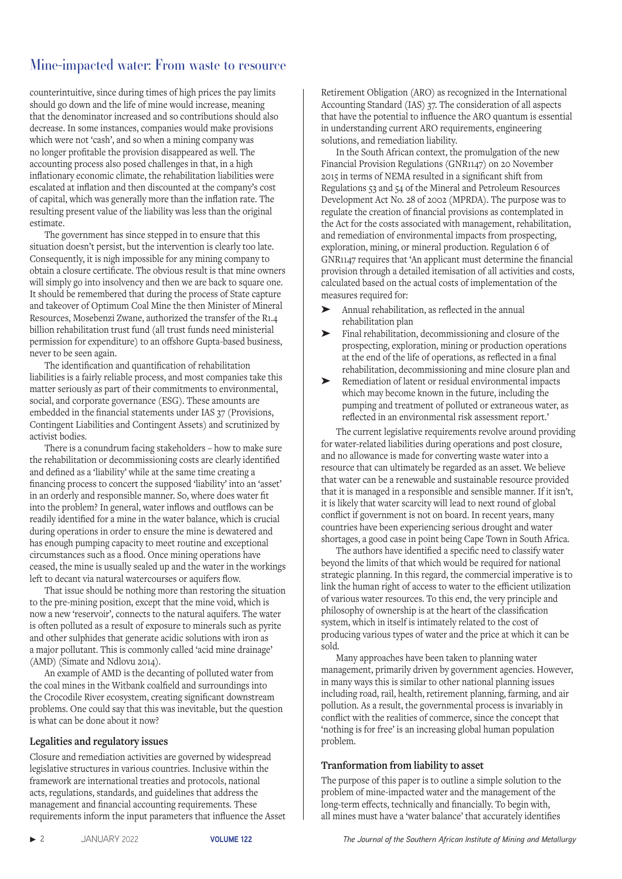counterintuitive, since during times of high prices the pay limits should go down and the life of mine would increase, meaning that the denominator increased and so contributions should also decrease. In some instances, companies would make provisions which were not 'cash', and so when a mining company was no longer profitable the provision disappeared as well. The accounting process also posed challenges in that, in a high inflationary economic climate, the rehabilitation liabilities were escalated at inflation and then discounted at the company's cost of capital, which was generally more than the inflation rate. The resulting present value of the liability was less than the original estimate.

The government has since stepped in to ensure that this situation doesn't persist, but the intervention is clearly too late. Consequently, it is nigh impossible for any mining company to obtain a closure certificate. The obvious result is that mine owners will simply go into insolvency and then we are back to square one. It should be remembered that during the process of State capture and takeover of Optimum Coal Mine the then Minister of Mineral Resources, Mosebenzi Zwane, authorized the transfer of the R1.4 billion rehabilitation trust fund (all trust funds need ministerial permission for expenditure) to an offshore Gupta-based business, never to be seen again.

The identification and quantification of rehabilitation liabilities is a fairly reliable process, and most companies take this matter seriously as part of their commitments to environmental, social, and corporate governance (ESG). These amounts are embedded in the financial statements under IAS 37 (Provisions, Contingent Liabilities and Contingent Assets) and scrutinized by activist bodies.

There is a conundrum facing stakeholders – how to make sure the rehabilitation or decommissioning costs are clearly identified and defined as a 'liability' while at the same time creating a financing process to concert the supposed 'liability' into an 'asset' in an orderly and responsible manner. So, where does water fit into the problem? In general, water inflows and outflows can be readily identified for a mine in the water balance, which is crucial during operations in order to ensure the mine is dewatered and has enough pumping capacity to meet routine and exceptional circumstances such as a flood. Once mining operations have ceased, the mine is usually sealed up and the water in the workings left to decant via natural watercourses or aquifers flow.

That issue should be nothing more than restoring the situation to the pre-mining position, except that the mine void, which is now a new 'reservoir', connects to the natural aquifers. The water is often polluted as a result of exposure to minerals such as pyrite and other sulphides that generate acidic solutions with iron as a major pollutant. This is commonly called 'acid mine drainage' (AMD) (Simate and Ndlovu 2014).

An example of AMD is the decanting of polluted water from the coal mines in the Witbank coalfield and surroundings into the Crocodile River ecosystem, creating significant downstream problems. One could say that this was inevitable, but the question is what can be done about it now?

### Legalities and regulatory issues

Closure and remediation activities are governed by widespread legislative structures in various countries. Inclusive within the framework are international treaties and protocols, national acts, regulations, standards, and guidelines that address the management and financial accounting requirements. These requirements inform the input parameters that influence the Asset Retirement Obligation (ARO) as recognized in the International Accounting Standard (IAS) 37. The consideration of all aspects that have the potential to influence the ARO quantum is essential in understanding current ARO requirements, engineering solutions, and remediation liability.

In the South African context, the promulgation of the new Financial Provision Regulations (GNR1147) on 20 November 2015 in terms of NEMA resulted in a significant shift from Regulations 53 and 54 of the Mineral and Petroleum Resources Development Act No. 28 of 2002 (MPRDA). The purpose was to regulate the creation of financial provisions as contemplated in the Act for the costs associated with management, rehabilitation, and remediation of environmental impacts from prospecting, exploration, mining, or mineral production. Regulation 6 of GNR1147 requires that 'An applicant must determine the financial provision through a detailed itemisation of all activities and costs, calculated based on the actual costs of implementation of the measures required for:

- Annual rehabilitation, as reflected in the annual rehabilitation plan
- Final rehabilitation, decommissioning and closure of the prospecting, exploration, mining or production operations at the end of the life of operations, as reflected in a final rehabilitation, decommissioning and mine closure plan and
- Remediation of latent or residual environmental impacts which may become known in the future, including the pumping and treatment of polluted or extraneous water, as reflected in an environmental risk assessment report.'

The current legislative requirements revolve around providing for water-related liabilities during operations and post closure, and no allowance is made for converting waste water into a resource that can ultimately be regarded as an asset. We believe that water can be a renewable and sustainable resource provided that it is managed in a responsible and sensible manner. If it isn't, it is likely that water scarcity will lead to next round of global conflict if government is not on board. In recent years, many countries have been experiencing serious drought and water shortages, a good case in point being Cape Town in South Africa.

The authors have identified a specific need to classify water beyond the limits of that which would be required for national strategic planning. In this regard, the commercial imperative is to link the human right of access to water to the efficient utilization of various water resources. To this end, the very principle and philosophy of ownership is at the heart of the classification system, which in itself is intimately related to the cost of producing various types of water and the price at which it can be sold.

Many approaches have been taken to planning water management, primarily driven by government agencies. However, in many ways this is similar to other national planning issues including road, rail, health, retirement planning, farming, and air pollution. As a result, the governmental process is invariably in conflict with the realities of commerce, since the concept that 'nothing is for free' is an increasing global human population problem.

### Tranformation from liability to asset

The purpose of this paper is to outline a simple solution to the problem of mine-impacted water and the management of the long-term effects, technically and financially. To begin with, all mines must have a 'water balance' that accurately identifies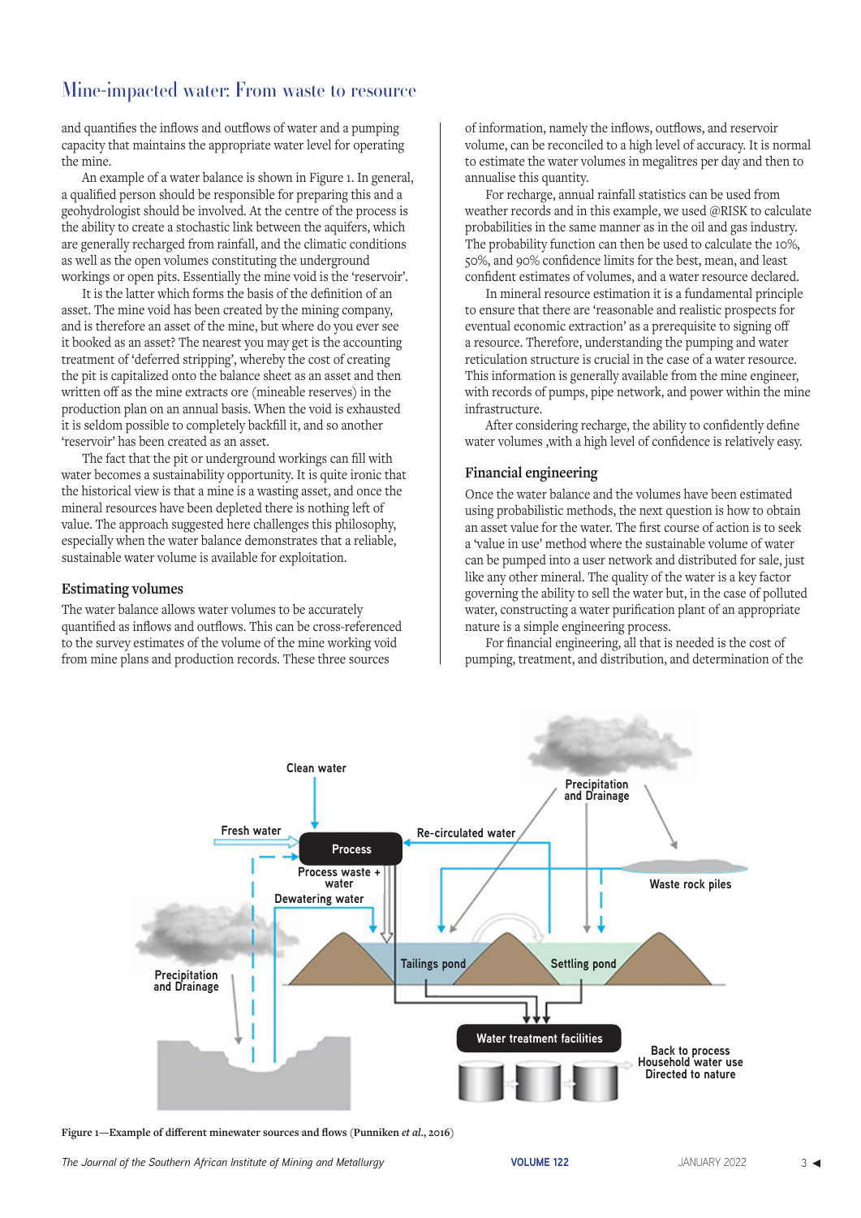and quantifies the inflows and outflows of water and a pumping capacity that maintains the appropriate water level for operating the mine.

An example of a water balance is shown in Figure 1. In general, a qualified person should be responsible for preparing this and a geohydrologist should be involved. At the centre of the process is the ability to create a stochastic link between the aquifers, which are generally recharged from rainfall, and the climatic conditions as well as the open volumes constituting the underground workings or open pits. Essentially the mine void is the 'reservoir'.

It is the latter which forms the basis of the definition of an asset. The mine void has been created by the mining company, and is therefore an asset of the mine, but where do you ever see it booked as an asset? The nearest you may get is the accounting treatment of 'deferred stripping', whereby the cost of creating the pit is capitalized onto the balance sheet as an asset and then written off as the mine extracts ore (mineable reserves) in the production plan on an annual basis. When the void is exhausted it is seldom possible to completely backfill it, and so another 'reservoir' has been created as an asset.

The fact that the pit or underground workings can fill with water becomes a sustainability opportunity. It is quite ironic that the historical view is that a mine is a wasting asset, and once the mineral resources have been depleted there is nothing left of value. The approach suggested here challenges this philosophy, especially when the water balance demonstrates that a reliable, sustainable water volume is available for exploitation.

## Estimating volumes

The water balance allows water volumes to be accurately quantified as inflows and outflows. This can be cross-referenced to the survey estimates of the volume of the mine working void from mine plans and production records. These three sources of information, namely the inflows, outflows, and reservoir volume, can be reconciled to a high level of accuracy. It is normal to estimate the water volumes in megalitres per day and then to annualise this quantity.

For recharge, annual rainfall statistics can be used from weather records and in this example, we used @RISK to calculate probabilities in the same manner as in the oil and gas industry. The probability function can then be used to calculate the 10%, 50%, and 90% confidence limits for the best, mean, and least confident estimates of volumes, and a water resource declared.

In mineral resource estimation it is a fundamental principle to ensure that there are 'reasonable and realistic prospects for eventual economic extraction' as a prerequisite to signing off a resource. Therefore, understanding the pumping and water reticulation structure is crucial in the case of a water resource. This information is generally available from the mine engineer, with records of pumps, pipe network, and power within the mine infrastructure.

After considering recharge, the ability to confidently define water volumes ,with a high level of confidence is relatively easy.

## Financial engineering

Once the water balance and the volumes have been estimated using probabilistic methods, the next question is how to obtain an asset value for the water. The first course of action is to seek a 'value in use' method where the sustainable volume of water can be pumped into a user network and distributed for sale, just like any other mineral. The quality of the water is a key factor governing the ability to sell the water but, in the case of polluted water, constructing a water purification plant of an appropriate nature is a simple engineering process.

For financial engineering, all that is needed is the cost of pumping, treatment, and distribution, and determination of the

**Figure 1—Example of different minewater sources and flows (Punniken *et al*., 2016)**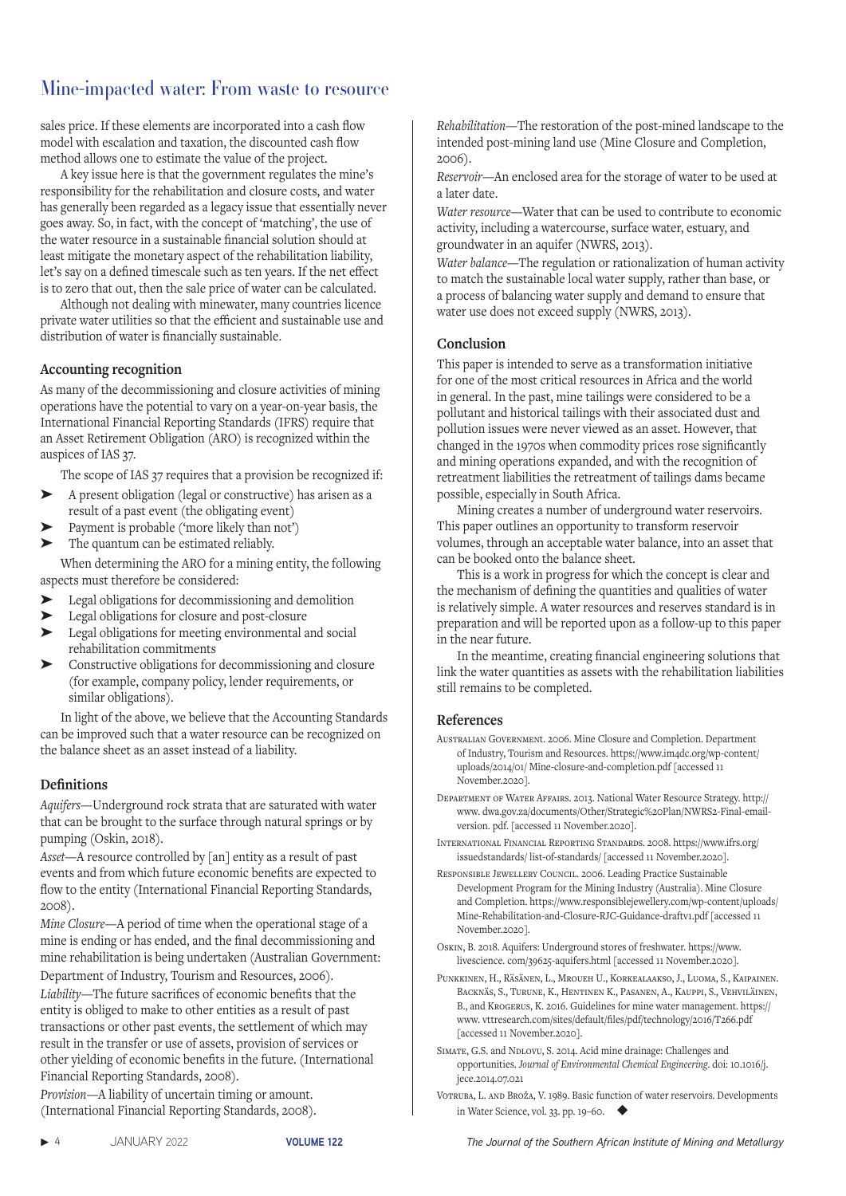sales price. If these elements are incorporated into a cash flow model with escalation and taxation, the discounted cash flow method allows one to estimate the value of the project.

A key issue here is that the government regulates the mine's responsibility for the rehabilitation and closure costs, and water has generally been regarded as a legacy issue that essentially never goes away. So, in fact, with the concept of 'matching', the use of the water resource in a sustainable financial solution should at least mitigate the monetary aspect of the rehabilitation liability, let's say on a defined timescale such as ten years. If the net effect is to zero that out, then the sale price of water can be calculated.

Although not dealing with minewater, many countries licence private water utilities so that the efficient and sustainable use and distribution of water is financially sustainable.

### Accounting recognition

As many of the decommissioning and closure activities of mining operations have the potential to vary on a year-on-year basis, the International Financial Reporting Standards (IFRS) require that an Asset Retirement Obligation (ARO) is recognized within the auspices of IAS 37.

The scope of IAS 37 requires that a provision be recognized if:

- A present obligation (legal or constructive) has arisen as a result of a past event (the obligating event)
- Payment is probable ('more likely than not')
- The quantum can be estimated reliably.

When determining the ARO for a mining entity, the following aspects must therefore be considered:

- Legal obligations for decommissioning and demolition
- Legal obligations for closure and post-closure
- Legal obligations for meeting environmental and social rehabilitation commitments
- Constructive obligations for decommissioning and closure (for example, company policy, lender requirements, or similar obligations).

In light of the above, we believe that the Accounting Standards can be improved such that a water resource can be recognized on the balance sheet as an asset instead of a liability.

### Definitions

*Aquifers*—Underground rock strata that are saturated with water that can be brought to the surface through natural springs or by pumping (Oskin, 2018).

*Asset*—A resource controlled by [an] entity as a result of past events and from which future economic benefits are expected to flow to the entity (International Financial Reporting Standards, 2008).

*Mine Closure*—A period of time when the operational stage of a mine is ending or has ended, and the final decommissioning and mine rehabilitation is being undertaken (Australian Government: Department of Industry, Tourism and Resources, 2006).

*Liability*—The future sacrifices of economic benefits that the entity is obliged to make to other entities as a result of past transactions or other past events, the settlement of which may result in the transfer or use of assets, provision of services or other yielding of economic benefits in the future. (International Financial Reporting Standards, 2008).

*Provision*—A liability of uncertain timing or amount. (International Financial Reporting Standards, 2008).

*Rehabilitation*—The restoration of the post-mined landscape to the intended post-mining land use (Mine Closure and Completion, 2006).

*Reservoir*—An enclosed area for the storage of water to be used at a later date.

*Water resource*—Water that can be used to contribute to economic activity, including a watercourse, surface water, estuary, and groundwater in an aquifer (NWRS, 2013).

*Water balance*—The regulation or rationalization of human activity to match the sustainable local water supply, rather than base, or a process of balancing water supply and demand to ensure that water use does not exceed supply (NWRS, 2013).

### Conclusion

This paper is intended to serve as a transformation initiative for one of the most critical resources in Africa and the world in general. In the past, mine tailings were considered to be a pollutant and historical tailings with their associated dust and pollution issues were never viewed as an asset. However, that changed in the 1970s when commodity prices rose significantly and mining operations expanded, and with the recognition of retreatment liabilities the retreatment of tailings dams became possible, especially in South Africa.

Mining creates a number of underground water reservoirs. This paper outlines an opportunity to transform reservoir volumes, through an acceptable water balance, into an asset that can be booked onto the balance sheet.

This is a work in progress for which the concept is clear and the mechanism of defining the quantities and qualities of water is relatively simple. A water resources and reserves standard is in preparation and will be reported upon as a follow-up to this paper in the near future.

In the meantime, creating financial engineering solutions that link the water quantities as assets with the rehabilitation liabilities still remains to be completed.

### References

Australian Government. 2006. Mine Closure and Completion. Department of Industry, Tourism and Resources. https://www.im4dc.org/wp-content/uploads/2014/01/ Mine-closure-and-completion.pdf [accessed 11 November.2020].

Department of Water Affairs. 2013. National Water Resource Strategy. http://www. dwa.gov.za/documents/Other/Strategic%20Plan/NWRS2-Final-email-version. pdf. [accessed 11 November.2020].

International Financial Reporting Standards. 2008. https://www.ifrs.org/issuedstandards/ list-of-standards/ [accessed 11 November.2020].

Responsible Jewellery Council. 2006. Leading Practice Sustainable Development Program for the Mining Industry (Australia). Mine Closure and Completion. https://www.responsiblejewellery.com/wp-content/uploads/Mine-Rehabilitation-and-Closure-RJC-Guidance-draftv1.pdf [accessed 11 November.2020].

Oskin, B. 2018. Aquifers: Underground stores of freshwater. https://www. livescience. com/39625-aquifers.html [accessed 11 November.2020].

Punkkinen, H., Räsänen, L., Mroueh U., Korkealaakso, J., Luoma, S., Kaipainen. Backnäs, S., Turune, K., Hentinen K., Pasanen, A., Kauppi, S., Vehviläinen, B., and Krogerus, K. 2016. Guidelines for mine water management. https:// www. vttresearch.com/sites/default/files/pdf/technology/2016/T266.pdf [accessed 11 November.2020].

Simate, G.S. and Ndlovu, S. 2014. Acid mine drainage: Challenges and opportunities. *Journal of Environmental Chemical Engineering*. doi: 10.1016/j. jece.2014.07.021

Votruba, L. and Broža, V. 1989. Basic function of water reservoirs. Developments in Water Science, vol. 33. pp. 19–60. ◆